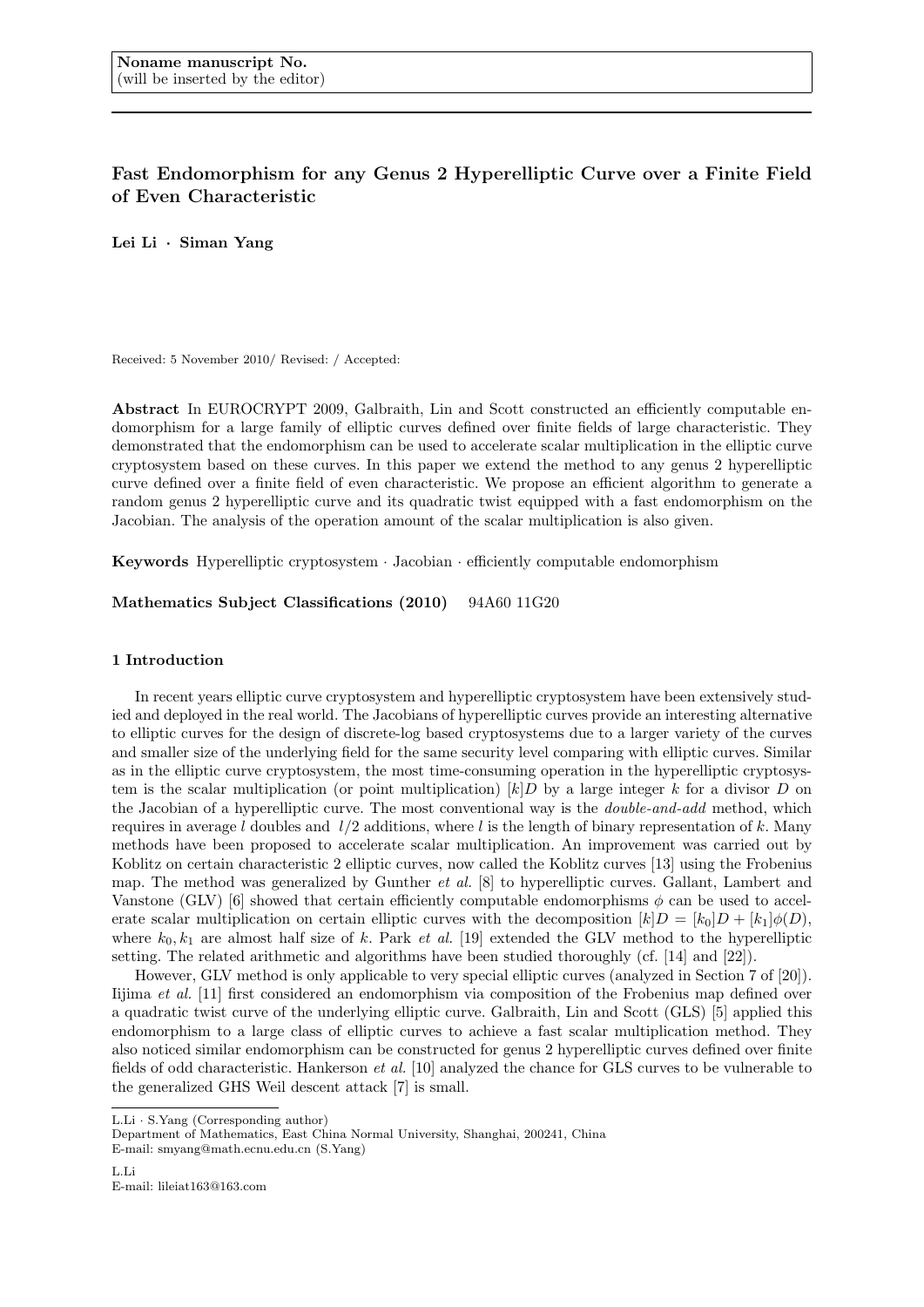Noname manuscript No.
(will be inserted by the editor)

# Fast Endomorphism for any Genus 2 Hyperelliptic Curve over a Finite Field of Even Characteristic

**Lei Li · Siman Yang**

Received: 5 November 2010/ Revised: / Accepted:

**Abstract** In EUROCRYPT 2009, Galbraith, Lin and Scott constructed an efficiently computable endomorphism for a large family of elliptic curves defined over finite fields of large characteristic. They demonstrated that the endomorphism can be used to accelerate scalar multiplication in the elliptic curve cryptosystem based on these curves. In this paper we extend the method to any genus 2 hyperelliptic curve defined over a finite field of even characteristic. We propose an efficient algorithm to generate a random genus 2 hyperelliptic curve and its quadratic twist equipped with a fast endomorphism on the Jacobian. The analysis of the operation amount of the scalar multiplication is also given.

**Keywords** Hyperelliptic cryptosystem · Jacobian · efficiently computable endomorphism

**Mathematics Subject Classifications (2010)** 94A60 11G20

## 1 Introduction

In recent years elliptic curve cryptosystem and hyperelliptic cryptosystem have been extensively studied and deployed in the real world. The Jacobians of hyperelliptic curves provide an interesting alternative to elliptic curves for the design of discrete-log based cryptosystems due to a larger variety of the curves and smaller size of the underlying field for the same security level comparing with elliptic curves. Similar as in the elliptic curve cryptosystem, the most time-consuming operation in the hyperelliptic cryptosystem is the scalar multiplication (or point multiplication) $[k]D$ by a large integer $k$ for a divisor $D$ on the Jacobian of a hyperelliptic curve. The most conventional way is the *double-and-add* method, which requires in average $l$ doubles and $l/2$ additions, where $l$ is the length of binary representation of $k$. Many methods have been proposed to accelerate scalar multiplication. An improvement was carried out by Koblitz on certain characteristic 2 elliptic curves, now called the Koblitz curves [13] using the Frobenius map. The method was generalized by Gunther *et al.* [8] to hyperelliptic curves. Gallant, Lambert and Vanstone (GLV) [6] showed that certain efficiently computable endomorphisms $\phi$ can be used to accelerate scalar multiplication on certain elliptic curves with the decomposition $[k]D = [k_0]D + [k_1]\phi(D)$, where $k_0, k_1$ are almost half size of $k$. Park *et al.* [19] extended the GLV method to the hyperelliptic setting. The related arithmetic and algorithms have been studied thoroughly (cf. [14] and [22]).

However, GLV method is only applicable to very special elliptic curves (analyzed in Section 7 of [20]). Iijima *et al.* [11] first considered an endomorphism via composition of the Frobenius map defined over a quadratic twist curve of the underlying elliptic curve. Galbraith, Lin and Scott (GLS) [5] applied this endomorphism to a large class of elliptic curves to achieve a fast scalar multiplication method. They also noticed similar endomorphism can be constructed for genus 2 hyperelliptic curves defined over finite fields of odd characteristic. Hankerson *et al.* [10] analyzed the chance for GLS curves to be vulnerable to the generalized GHS Weil descent attack [7] is small.

L.Li · S.Yang (Corresponding author)
Department of Mathematics, East China Normal University, Shanghai, 200241, China
E-mail: smyang@math.ecnu.edu.cn (S.Yang)

L.Li
E-mail: lileiat163@163.com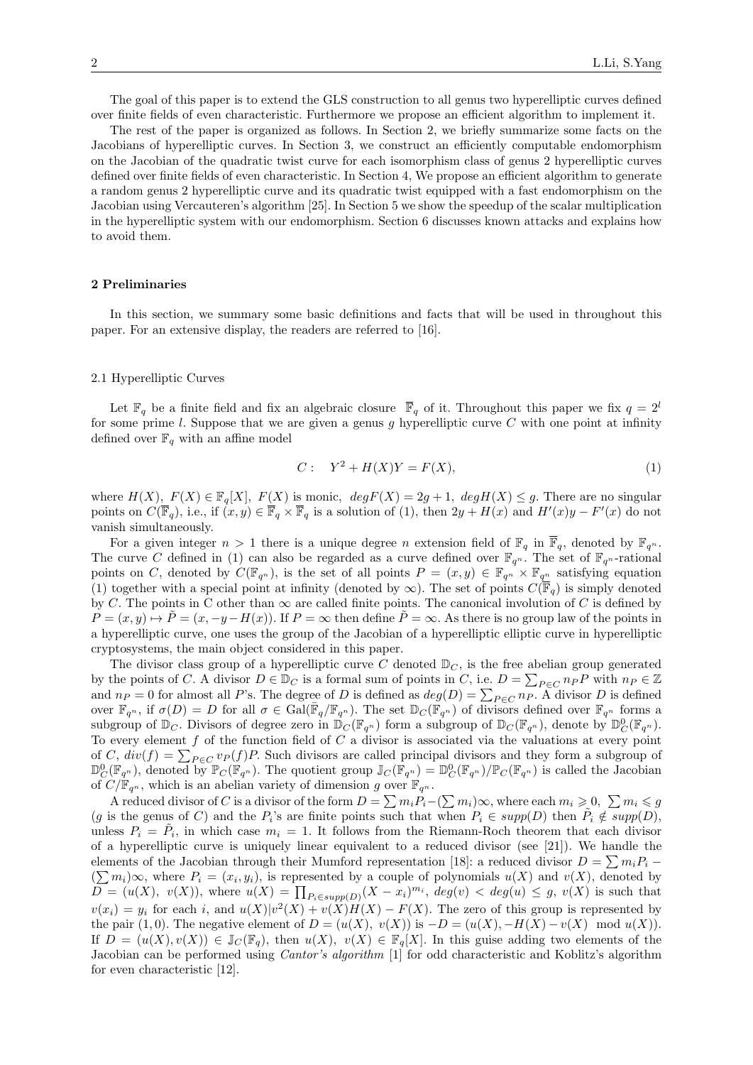The goal of this paper is to extend the GLS construction to all genus two hyperelliptic curves defined over finite fields of even characteristic. Furthermore we propose an efficient algorithm to implement it.

The rest of the paper is organized as follows. In Section 2, we briefly summarize some facts on the Jacobians of hyperelliptic curves. In Section 3, we construct an efficiently computable endomorphism on the Jacobian of the quadratic twist curve for each isomorphism class of genus 2 hyperelliptic curves defined over finite fields of even characteristic. In Section 4, We propose an efficient algorithm to generate a random genus 2 hyperelliptic curve and its quadratic twist equipped with a fast endomorphism on the Jacobian using Vercauteren's algorithm [25]. In Section 5 we show the speedup of the scalar multiplication in the hyperelliptic system with our endomorphism. Section 6 discusses known attacks and explains how to avoid them.

## 2 Preliminaries

In this section, we summary some basic definitions and facts that will be used in throughout this paper. For an extensive display, the readers are referred to [16].

### 2.1 Hyperelliptic Curves

Let $\mathbb{F}_q$ be a finite field and fix an algebraic closure $\overline{\mathbb{F}}_q$ of it. Throughout this paper we fix $q = 2^l$ for some prime $l$. Suppose that we are given a genus $g$ hyperelliptic curve $C$ with one point at infinity defined over $\mathbb{F}_q$ with an affine model

$$C: \quad Y^2 + H(X)Y = F(X), \tag{1}$$

where $H(X),\ F(X) \in \mathbb{F}_q[X],\ F(X)$ is monic, $deg F(X) = 2g+1,\ deg H(X) \leq g$. There are no singular points on $C(\overline{\mathbb{F}}_q)$, i.e., if $(x, y) \in \overline{\mathbb{F}}_q \times \overline{\mathbb{F}}_q$ is a solution of (1), then $2y + H(x)$ and $H'(x)y - F'(x)$ do not vanish simultaneously.

For a given integer $n > 1$ there is a unique degree $n$ extension field of $\mathbb{F}_q$ in $\overline{\mathbb{F}}_q$, denoted by $\mathbb{F}_{q^n}$. The curve $C$ defined in (1) can also be regarded as a curve defined over $\mathbb{F}_{q^n}$. The set of $\mathbb{F}_{q^n}$-rational points on $C$, denoted by $C(\mathbb{F}_{q^n})$, is the set of all points $P = (x, y) \in \mathbb{F}_{q^n} \times \mathbb{F}_{q^n}$ satisfying equation (1) together with a special point at infinity (denoted by $\infty$). The set of points $C(\overline{\mathbb{F}}_q)$ is simply denoted by C. The points in C other than $\infty$ are called finite points. The canonical involution of $C$ is defined by $P = (x, y) \mapsto \tilde{P} = (x, -y - H(x))$. If $P = \infty$ then define $\tilde{P} = \infty$. As there is no group law of the points in a hyperelliptic curve, one uses the group of the Jacobian of a hyperelliptic elliptic curve in hyperelliptic cryptosystems, the main object considered in this paper.

The divisor class group of a hyperelliptic curve $C$ denoted $\mathbb{D}_C$, is the free abelian group generated by the points of $C$. A divisor $D \in \mathbb{D}_C$ is a formal sum of points in $C$, i.e. $D = \sum_{P \in C} n_P P$ with $n_P \in \mathbb{Z}$ and $n_P = 0$ for almost all $P$'s. The degree of $D$ is defined as $deg(D) = \sum_{P \in C} n_P$. A divisor $D$ is defined over $\mathbb{F}_{q^n}$, if $\sigma(D) = D$ for all $\sigma \in \mathrm{Gal}(\bar{\mathbb{F}}_q/\mathbb{F}_{q^n})$. The set $\mathbb{D}_C(\mathbb{F}_{q^n})$ of divisors defined over $\mathbb{F}_{q^n}$ forms a subgroup of $\mathbb{D}_C$. Divisors of degree zero in $\mathbb{D}_C(\mathbb{F}_{q^n})$ form a subgroup of $\mathbb{D}_C(\mathbb{F}_{q^n})$, denote by $\mathbb{D}^0_C(\mathbb{F}_{q^n})$. To every element $f$ of the function field of $C$ a divisor is associated via the valuations at every point of $C$, $div(f) = \sum_{P \in C} v_P(f)P$. Such divisors are called principal divisors and they form a subgroup of $\mathbb{D}^0_C(\mathbb{F}_{q^n})$, denoted by $\mathbb{P}_C(\mathbb{F}_{q^n})$. The quotient group $\mathbb{J}_C(\mathbb{F}_{q^n}) = \mathbb{D}^0_C(\mathbb{F}_{q^n})/\mathbb{P}_C(\mathbb{F}_{q^n})$ is called the Jacobian of $C/\mathbb{F}_{q^n}$, which is an abelian variety of dimension $g$ over $\mathbb{F}_{q^n}$.

A reduced divisor of $C$ is a divisor of the form $D = \sum m_i P_i - (\sum m_i)\infty$, where each $m_i \geqslant 0,\ \sum m_i \leqslant g$ ($g$ is the genus of $C$) and the $P_i$'s are finite points such that when $P_i \in supp(D)$ then $\tilde{P}_i \notin supp(D)$, unless $P_i = \tilde{P}_i$, in which case $m_i = 1$. It follows from the Riemann-Roch theorem that each divisor of a hyperelliptic curve is uniquely linear equivalent to a reduced divisor (see [21]). We handle the elements of the Jacobian through their Mumford representation [18]: a reduced divisor $D = \sum m_i P_i - (\sum m_i)\infty$, where $P_i = (x_i, y_i)$, is represented by a couple of polynomials $u(X)$ and $v(X)$, denoted by $D = (u(X),\ v(X))$, where $u(X) = \prod_{P_i \in supp(D)} (X - x_i)^{m_i}$, $deg(v) < deg(u) \leq g$, $v(X)$ is such that $v(x_i) = y_i$ for each $i$, and $u(X) | v^2(X) + v(X)H(X) - F(X)$. The zero of this group is represented by the pair $(1, 0)$. The negative element of $D = (u(X),\ v(X))$ is $-D = (u(X), -H(X) - v(X) \mod u(X))$. If $D = (u(X), v(X)) \in \mathbb{J}_C(\mathbb{F}_q)$, then $u(X),\ v(X) \in \mathbb{F}_q[X]$. In this guise adding two elements of the Jacobian can be performed using *Cantor's algorithm* [1] for odd characteristic and Koblitz's algorithm for even characteristic [12].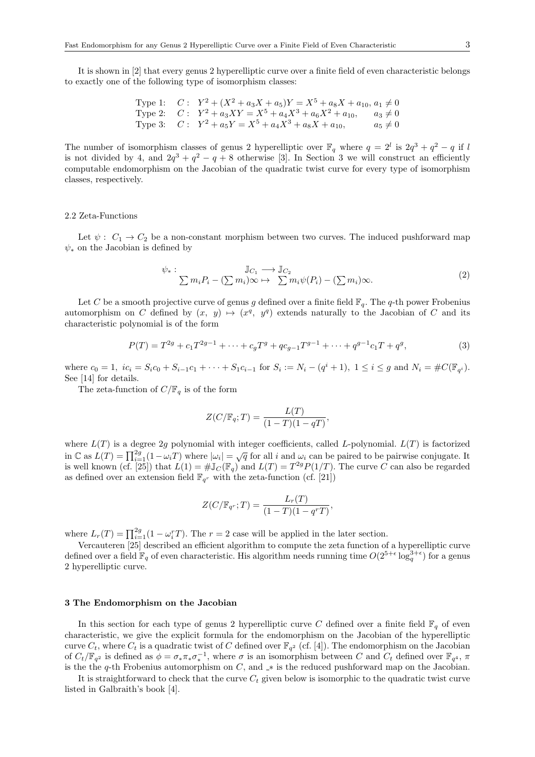It is shown in [2] that every genus 2 hyperelliptic curve over a finite field of even characteristic belongs to exactly one of the following type of isomorphism classes:

$$
\begin{array}{lll}
\text{Type 1:} & C: \ Y^2 + (X^2 + a_3X + a_5)Y = X^5 + a_8X + a_{10}, & a_1 \neq 0 \\
\text{Type 2:} & C: \ Y^2 + a_3XY = X^5 + a_4X^3 + a_6X^2 + a_{10}, & a_3 \neq 0 \\
\text{Type 3:} & C: \ Y^2 + a_5Y = X^5 + a_4X^3 + a_8X + a_{10}, & a_5 \neq 0
\end{array}
$$

The number of isomorphism classes of genus 2 hyperelliptic over $\mathbb{F}_q$ where $q = 2^l$ is $2q^3 + q^2 - q$ if $l$ is not divided by 4, and $2q^3 + q^2 - q + 8$ otherwise [3]. In Section 3 we will construct an efficiently computable endomorphism on the Jacobian of the quadratic twist curve for every type of isomorphism classes, respectively.

### 2.2 Zeta-Functions

Let $\psi: \ C_1 \to C_2$ be a non-constant morphism between two curves. The induced pushforward map $\psi_*$ on the Jacobian is defined by

$$
\begin{array}{rc}
\psi_*: & \mathbb{J}_{C_1} \longrightarrow \mathbb{J}_{C_2} \\
& \sum m_i P_i - (\sum m_i)\infty \mapsto \ \sum m_i \psi(P_i) - (\sum m_i)\infty.
\end{array} \tag{2}
$$

Let $C$ be a smooth projective curve of genus $g$ defined over a finite field $\mathbb{F}_q$. The $q$-th power Frobenius automorphism on $C$ defined by $(x, \ y) \mapsto (x^q, \ y^q)$ extends naturally to the Jacobian of $C$ and its characteristic polynomial is of the form

$$
P(T) = T^{2g} + c_1T^{2g-1} + \cdots + c_gT^g + qc_{g-1}T^{g-1} + \cdots + q^{g-1}c_1T + q^g, \tag{3}
$$

where $c_0 = 1, \ ic_i = S_ic_0 + S_{i-1}c_1 + \cdots + S_1c_{i-1}$ for $S_i := N_i - (q^i + 1), \ 1 \leq i \leq g$ and $N_i = \#C(\mathbb{F}_{q^i})$. See [14] for details.

The zeta-function of $C/\mathbb{F}_q$ is of the form

$$
Z(C/\mathbb{F}_q; T) = \frac{L(T)}{(1-T)(1-qT)},
$$

where $L(T)$ is a degree $2g$ polynomial with integer coefficients, called $L$-polynomial. $L(T)$ is factorized in $\mathbb{C}$ as $L(T) = \prod_{i=1}^{2g}(1 - \omega_i T)$ where $|\omega_i| = \sqrt{q}$ for all $i$ and $\omega_i$ can be paired to be pairwise conjugate. It is well known (cf. [25]) that $L(1) = \#\mathbb{J}_C(\mathbb{F}_q)$ and $L(T) = T^{2g}P(1/T)$. The curve $C$ can also be regarded as defined over an extension field $\mathbb{F}_{q^r}$ with the zeta-function (cf. [21])

$$
Z(C/\mathbb{F}_{q^r}; T) = \frac{L_r(T)}{(1-T)(1-q^rT)},
$$

where $L_r(T) = \prod_{i=1}^{2g}(1 - \omega_i^r T)$. The $r = 2$ case will be applied in the later section.

Vercauteren [25] described an efficient algorithm to compute the zeta function of a hyperelliptic curve defined over a field $\mathbb{F}_q$ of even characteristic. His algorithm needs running time $O(2^{5+\epsilon} \log_q^{3+\epsilon})$ for a genus 2 hyperelliptic curve.

## 3 The Endomorphism on the Jacobian

In this section for each type of genus 2 hyperelliptic curve $C$ defined over a finite field $\mathbb{F}_q$ of even characteristic, we give the explicit formula for the endomorphism on the Jacobian of the hyperelliptic curve $C_t$, where $C_t$ is a quadratic twist of $C$ defined over $\mathbb{F}_{q^2}$ (cf. [4]). The endomorphism on the Jacobian of $C_t/\mathbb{F}_{q^2}$ is defined as $\phi = \sigma_*\pi_*\sigma_*^{-1}$, where $\sigma$ is an isomorphism between $C$ and $C_t$ defined over $\mathbb{F}_{q^4}$, $\pi$ is the the $q$-th Frobenius automorphism on $C$, and $\_{*}$ is the reduced pushforward map on the Jacobian.

It is straightforward to check that the curve $C_t$ given below is isomorphic to the quadratic twist curve listed in Galbraith's book [4].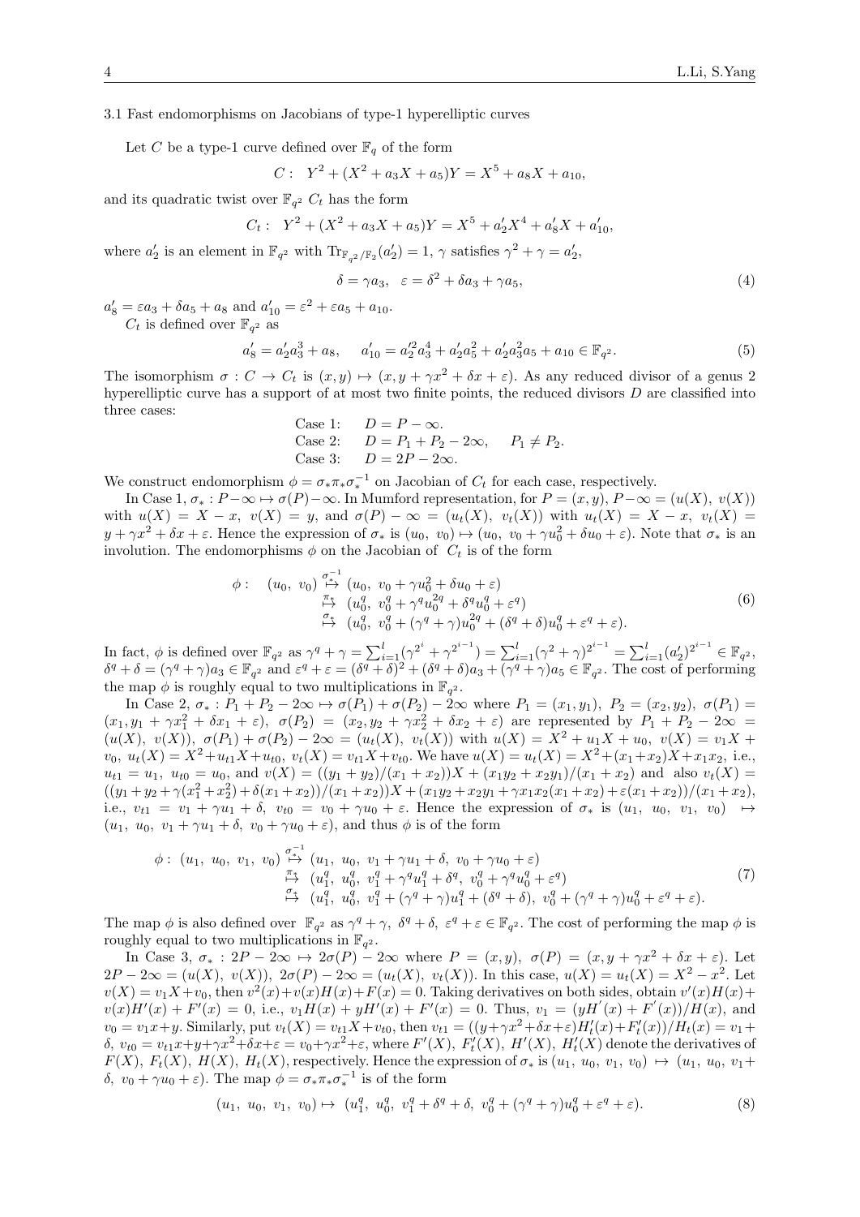3.1 Fast endomorphisms on Jacobians of type-1 hyperelliptic curves

Let $C$ be a type-1 curve defined over $\mathbb{F}_q$ of the form

$$C: \quad Y^2 + (X^2 + a_3X + a_5)Y = X^5 + a_8X + a_{10},$$

and its quadratic twist over $\mathbb{F}_{q^2}$ $C_t$ has the form

$$C_t: \quad Y^2 + (X^2 + a_3X + a_5)Y = X^5 + a_2'X^4 + a_8'X + a_{10}',$$

where $a_2'$ is an element in $\mathbb{F}_{q^2}$ with $\mathrm{Tr}_{\mathbb{F}_{q^2}/\mathbb{F}_2}(a_2') = 1$, $\gamma$ satisfies $\gamma^2 + \gamma = a_2'$,

$$\delta = \gamma a_3, \quad \varepsilon = \delta^2 + \delta a_3 + \gamma a_5, \tag{4}$$

$a_8' = \varepsilon a_3 + \delta a_5 + a_8$ and $a_{10}' = \varepsilon^2 + \varepsilon a_5 + a_{10}$.

$C_t$ is defined over $\mathbb{F}_{q^2}$ as

$$a_8' = a_2'a_3^3 + a_8, \quad a_{10}' = a_2'^2 a_3^4 + a_2'a_5^2 + a_2'a_3^2a_5 + a_{10} \in \mathbb{F}_{q^2}. \tag{5}$$

The isomorphism $\sigma: C \to C_t$ is $(x, y) \mapsto (x, y + \gamma x^2 + \delta x + \varepsilon)$. As any reduced divisor of a genus 2 hyperelliptic curve has a support of at most two finite points, the reduced divisors $D$ are classified into three cases:

Case 1: $D = P - \infty$.
Case 2: $D = P_1 + P_2 - 2\infty$, $P_1 \neq P_2$.
Case 3: $D = 2P - 2\infty$.

We construct endomorphism $\phi = \sigma_*\pi_*\sigma_*^{-1}$ on Jacobian of $C_t$ for each case, respectively.

In Case 1, $\sigma_*: P - \infty \mapsto \sigma(P) - \infty$. In Mumford representation, for $P = (x, y)$, $P - \infty = (u(X),\ v(X))$ with $u(X) = X - x$, $v(X) = y$, and $\sigma(P) - \infty = (u_t(X),\ v_t(X))$ with $u_t(X) = X - x$, $v_t(X) = y + \gamma x^2 + \delta x + \varepsilon$. Hence the expression of $\sigma_*$ is $(u_0,\ v_0) \mapsto (u_0,\ v_0 + \gamma u_0^2 + \delta u_0 + \varepsilon)$. Note that $\sigma_*$ is an involution. The endomorphisms $\phi$ on the Jacobian of $C_t$ is of the form

$$\begin{aligned}
\phi: \quad (u_0,\ v_0) &\overset{\sigma_*^{-1}}{\mapsto} (u_0,\ v_0 + \gamma u_0^2 + \delta u_0 + \varepsilon) \\
&\overset{\pi_*}{\mapsto} (u_0^q,\ v_0^q + \gamma^q u_0^{2q} + \delta^q u_0^q + \varepsilon^q) \\
&\overset{\sigma_*}{\mapsto} (u_0^q,\ v_0^q + (\gamma^q + \gamma)u_0^{2q} + (\delta^q + \delta)u_0^q + \varepsilon^q + \varepsilon).
\end{aligned} \tag{6}$$

In fact, $\phi$ is defined over $\mathbb{F}_{q^2}$ as $\gamma^q + \gamma = \sum_{i=1}^{l}(\gamma^{2^i} + \gamma^{2^{i-1}}) = \sum_{i=1}^{l}(\gamma^2 + \gamma)^{2^{i-1}} = \sum_{i=1}^{l}(a_2')^{2^{i-1}} \in \mathbb{F}_{q^2}$, $\delta^q + \delta = (\gamma^q + \gamma)a_3 \in \mathbb{F}_{q^2}$ and $\varepsilon^q + \varepsilon = (\delta^q + \delta)^2 + (\delta^q + \delta)a_3 + (\gamma^q + \gamma)a_5 \in \mathbb{F}_{q^2}$. The cost of performing the map $\phi$ is roughly equal to two multiplications in $\mathbb{F}_{q^2}$.

In Case 2, $\sigma_*: P_1 + P_2 - 2\infty \mapsto \sigma(P_1) + \sigma(P_2) - 2\infty$ where $P_1 = (x_1, y_1)$, $P_2 = (x_2, y_2)$, $\sigma(P_1) = (x_1, y_1 + \gamma x_1^2 + \delta x_1 + \varepsilon)$, $\sigma(P_2) = (x_2, y_2 + \gamma x_2^2 + \delta x_2 + \varepsilon)$ are represented by $P_1 + P_2 - 2\infty = (u(X),\ v(X))$, $\sigma(P_1) + \sigma(P_2) - 2\infty = (u_t(X),\ v_t(X))$ with $u(X) = X^2 + u_1X + u_0$, $v(X) = v_1X + v_0$, $u_t(X) = X^2 + u_{t1}X + u_{t0}$, $v_t(X) = v_{t1}X + v_{t0}$. We have $u(X) = u_t(X) = X^2 + (x_1 + x_2)X + x_1x_2$, i.e., $u_{t1} = u_1$, $u_{t0} = u_0$, and $v(X) = ((y_1 + y_2)/(x_1 + x_2))X + (x_1y_2 + x_2y_1)/(x_1 + x_2)$ and also $v_t(X) = ((y_1 + y_2 + \gamma(x_1^2 + x_2^2) + \delta(x_1 + x_2))/(x_1 + x_2))X + (x_1y_2 + x_2y_1 + \gamma x_1x_2(x_1 + x_2) + \varepsilon(x_1 + x_2))/(x_1 + x_2)$, i.e., $v_{t1} = v_1 + \gamma u_1 + \delta$, $v_{t0} = v_0 + \gamma u_0 + \varepsilon$. Hence the expression of $\sigma_*$ is $(u_1,\ u_0,\ v_1,\ v_0) \mapsto (u_1,\ u_0,\ v_1 + \gamma u_1 + \delta,\ v_0 + \gamma u_0 + \varepsilon)$, and thus $\phi$ is of the form

$$\begin{aligned}
\phi: \ (u_1,\ u_0,\ v_1,\ v_0) &\overset{\sigma_*^{-1}}{\mapsto} (u_1,\ u_0,\ v_1 + \gamma u_1 + \delta,\ v_0 + \gamma u_0 + \varepsilon) \\
&\overset{\pi_*}{\mapsto} (u_1^q,\ u_0^q,\ v_1^q + \gamma^q u_1^q + \delta^q,\ v_0^q + \gamma^q u_0^q + \varepsilon^q) \\
&\overset{\sigma_*}{\mapsto} (u_1^q,\ u_0^q,\ v_1^q + (\gamma^q + \gamma)u_1^q + (\delta^q + \delta),\ v_0^q + (\gamma^q + \gamma)u_0^q + \varepsilon^q + \varepsilon).
\end{aligned} \tag{7}$$

The map $\phi$ is also defined over $\mathbb{F}_{q^2}$ as $\gamma^q + \gamma$, $\delta^q + \delta$, $\varepsilon^q + \varepsilon \in \mathbb{F}_{q^2}$. The cost of performing the map $\phi$ is roughly equal to two multiplications in $\mathbb{F}_{q^2}$.

In Case 3, $\sigma_*: 2P - 2\infty \mapsto 2\sigma(P) - 2\infty$ where $P = (x, y)$, $\sigma(P) = (x, y + \gamma x^2 + \delta x + \varepsilon)$. Let $2P - 2\infty = (u(X),\ v(X))$, $2\sigma(P) - 2\infty = (u_t(X),\ v_t(X))$. In this case, $u(X) = u_t(X) = X^2 - x^2$. Let $v(X) = v_1X + v_0$, then $v^2(x) + v(x)H(x) + F(x) = 0$. Taking derivatives on both sides, obtain $v'(x)H(x) + v(x)H'(x) + F'(x) = 0$, i.e., $v_1H(x) + yH'(x) + F'(x) = 0$. Thus, $v_1 = (yH'(x) + F'(x))/H(x)$, and $v_0 = v_1x + y$. Similarly, put $v_t(X) = v_{t1}X + v_{t0}$, then $v_{t1} = ((y + \gamma x^2 + \delta x + \varepsilon)H_t'(x) + F_t'(x))/H_t(x) = v_1 + \delta$, $v_{t0} = v_{t1}x + y + \gamma x^2 + \delta x + \varepsilon = v_0 + \gamma x^2 + \varepsilon$, where $F'(X)$, $F_t'(X)$, $H'(X)$, $H_t'(X)$ denote the derivatives of $F(X)$, $F_t(X)$, $H(X)$, $H_t(X)$, respectively. Hence the expression of $\sigma_*$ is $(u_1,\ u_0,\ v_1,\ v_0) \mapsto (u_1,\ u_0,\ v_1 + \delta,\ v_0 + \gamma u_0 + \varepsilon)$. The map $\phi = \sigma_*\pi_*\sigma_*^{-1}$ is of the form

$$(u_1,\ u_0,\ v_1,\ v_0) \mapsto (u_1^q,\ u_0^q,\ v_1^q + \delta^q + \delta,\ v_0^q + (\gamma^q + \gamma)u_0^q + \varepsilon^q + \varepsilon). \tag{8}$$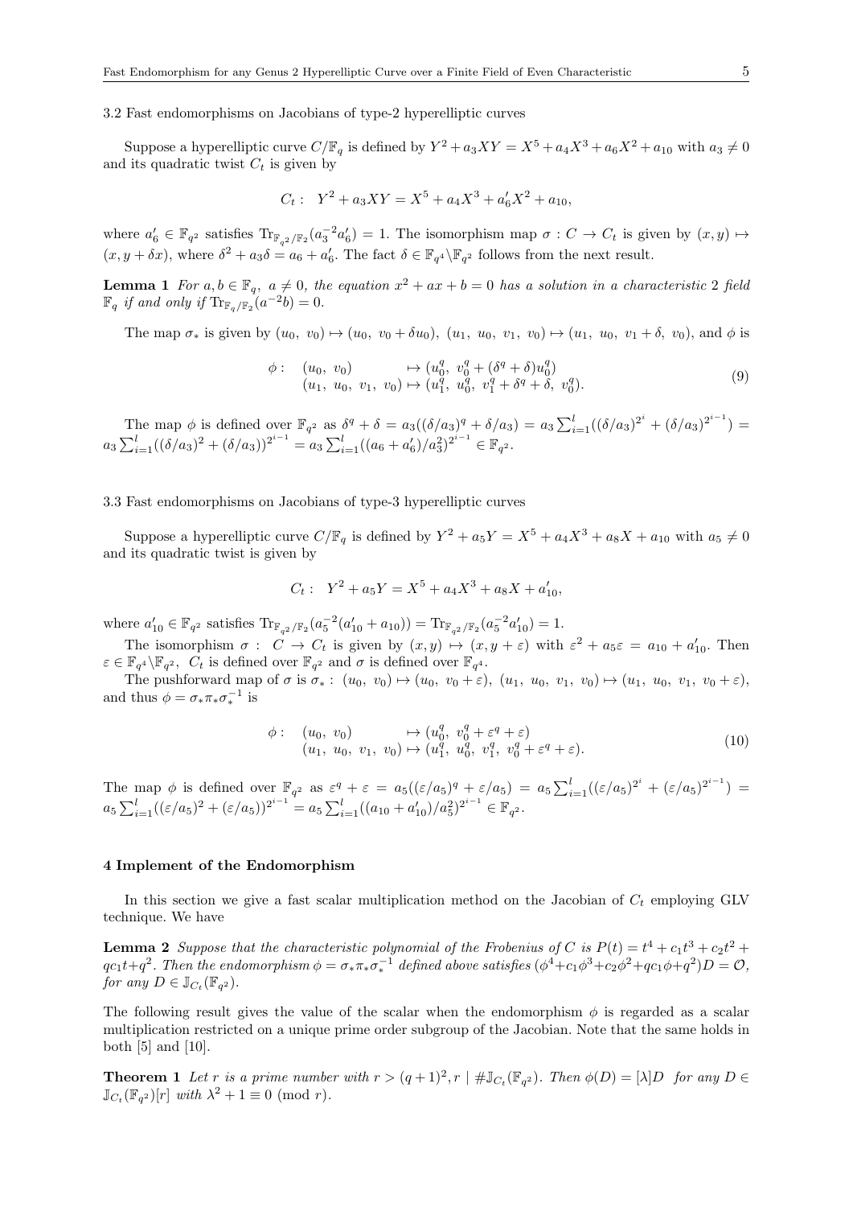### 3.2 Fast endomorphisms on Jacobians of type-2 hyperelliptic curves

Suppose a hyperelliptic curve $C/\mathbb{F}_q$ is defined by $Y^2 + a_3XY = X^5 + a_4X^3 + a_6X^2 + a_{10}$ with $a_3 \neq 0$ and its quadratic twist $C_t$ is given by

$$C_t: \ \ Y^2 + a_3XY = X^5 + a_4X^3 + a_6'X^2 + a_{10},$$

where $a_6' \in \mathbb{F}_{q^2}$ satisfies $\mathrm{Tr}_{\mathbb{F}_{q^2}/\mathbb{F}_2}(a_3^{-2}a_6') = 1$. The isomorphism map $\sigma : C \to C_t$ is given by $(x, y) \mapsto (x, y + \delta x)$, where $\delta^2 + a_3\delta = a_6 + a_6'$. The fact $\delta \in \mathbb{F}_{q^4} \backslash \mathbb{F}_{q^2}$ follows from the next result.

**Lemma 1** *For $a, b \in \mathbb{F}_q$, $a \neq 0$, the equation $x^2 + ax + b = 0$ has a solution in a characteristic 2 field $\mathbb{F}_q$ if and only if $\mathrm{Tr}_{\mathbb{F}_q/\mathbb{F}_2}(a^{-2}b) = 0$.*

The map $\sigma_*$ is given by $(u_0,\ v_0) \mapsto (u_0,\ v_0 + \delta u_0)$, $(u_1,\ u_0,\ v_1,\ v_0) \mapsto (u_1,\ u_0,\ v_1 + \delta,\ v_0)$, and $\phi$ is

$$\begin{array}{lll} \phi: & (u_0,\ v_0) & \mapsto (u_0^q,\ v_0^q + (\delta^q + \delta)u_0^q) \\ & (u_1,\ u_0,\ v_1,\ v_0) & \mapsto (u_1^q,\ u_0^q,\ v_1^q + \delta^q + \delta,\ v_0^q). \end{array} \tag{9}$$

The map $\phi$ is defined over $\mathbb{F}_{q^2}$ as $\delta^q + \delta = a_3((\delta/a_3)^q + \delta/a_3) = a_3 \sum_{i=1}^{l}((\delta/a_3)^{2^i} + (\delta/a_3)^{2^{i-1}}) = a_3 \sum_{i=1}^{l}((\delta/a_3)^2 + (\delta/a_3))^{2^{i-1}} = a_3 \sum_{i=1}^{l}((a_6 + a_6')/a_3^2)^{2^{i-1}} \in \mathbb{F}_{q^2}$.

### 3.3 Fast endomorphisms on Jacobians of type-3 hyperelliptic curves

Suppose a hyperelliptic curve $C/\mathbb{F}_q$ is defined by $Y^2 + a_5Y = X^5 + a_4X^3 + a_8X + a_{10}$ with $a_5 \neq 0$ and its quadratic twist is given by

$$C_t: \ \ Y^2 + a_5Y = X^5 + a_4X^3 + a_8X + a_{10}',$$

where $a_{10}' \in \mathbb{F}_{q^2}$ satisfies $\mathrm{Tr}_{\mathbb{F}_{q^2}/\mathbb{F}_2}(a_5^{-2}(a_{10}' + a_{10})) = \mathrm{Tr}_{\mathbb{F}_{q^2}/\mathbb{F}_2}(a_5^{-2}a_{10}') = 1$.

The isomorphism $\sigma : \ C \to C_t$ is given by $(x, y) \mapsto (x, y + \varepsilon)$ with $\varepsilon^2 + a_5\varepsilon = a_{10} + a_{10}'$. Then $\varepsilon \in \mathbb{F}_{q^4} \backslash \mathbb{F}_{q^2}$, $C_t$ is defined over $\mathbb{F}_{q^2}$ and $\sigma$ is defined over $\mathbb{F}_{q^4}$.

The pushforward map of $\sigma$ is $\sigma_*: \ (u_0,\ v_0) \mapsto (u_0,\ v_0 + \varepsilon)$, $(u_1,\ u_0,\ v_1,\ v_0) \mapsto (u_1,\ u_0,\ v_1,\ v_0 + \varepsilon)$, and thus $\phi = \sigma_* \pi_* \sigma_*^{-1}$ is

$$\begin{array}{lll} \phi: & (u_0,\ v_0) & \mapsto (u_0^q,\ v_0^q + \varepsilon^q + \varepsilon) \\ & (u_1,\ u_0,\ v_1,\ v_0) & \mapsto (u_1^q,\ u_0^q,\ v_1^q,\ v_0^q + \varepsilon^q + \varepsilon). \end{array} \tag{10}$$

The map $\phi$ is defined over $\mathbb{F}_{q^2}$ as $\varepsilon^q + \varepsilon = a_5((\varepsilon/a_5)^q + \varepsilon/a_5) = a_5 \sum_{i=1}^{l}((\varepsilon/a_5)^{2^i} + (\varepsilon/a_5)^{2^{i-1}}) = a_5 \sum_{i=1}^{l}((\varepsilon/a_5)^2 + (\varepsilon/a_5))^{2^{i-1}} = a_5 \sum_{i=1}^{l}((a_{10} + a_{10}')/a_5^2)^{2^{i-1}} \in \mathbb{F}_{q^2}$.

## 4 Implement of the Endomorphism

In this section we give a fast scalar multiplication method on the Jacobian of $C_t$ employing GLV technique. We have

**Lemma 2** *Suppose that the characteristic polynomial of the Frobenius of $C$ is $P(t) = t^4 + c_1t^3 + c_2t^2 + qc_1t + q^2$. Then the endomorphism $\phi = \sigma_* \pi_* \sigma_*^{-1}$ defined above satisfies $(\phi^4 + c_1\phi^3 + c_2\phi^2 + qc_1\phi + q^2)D = \mathcal{O}$, for any $D \in \mathbb{J}_{C_t}(\mathbb{F}_{q^2})$.*

The following result gives the value of the scalar when the endomorphism $\phi$ is regarded as a scalar multiplication restricted on a unique prime order subgroup of the Jacobian. Note that the same holds in both [5] and [10].

**Theorem 1** *Let $r$ is a prime number with $r > (q+1)^2, r \mid \#\mathbb{J}_{C_t}(\mathbb{F}_{q^2})$. Then $\phi(D) = [\lambda]D$ for any $D \in \mathbb{J}_{C_t}(\mathbb{F}_{q^2})[r]$ with $\lambda^2 + 1 \equiv 0 \pmod{r}$.*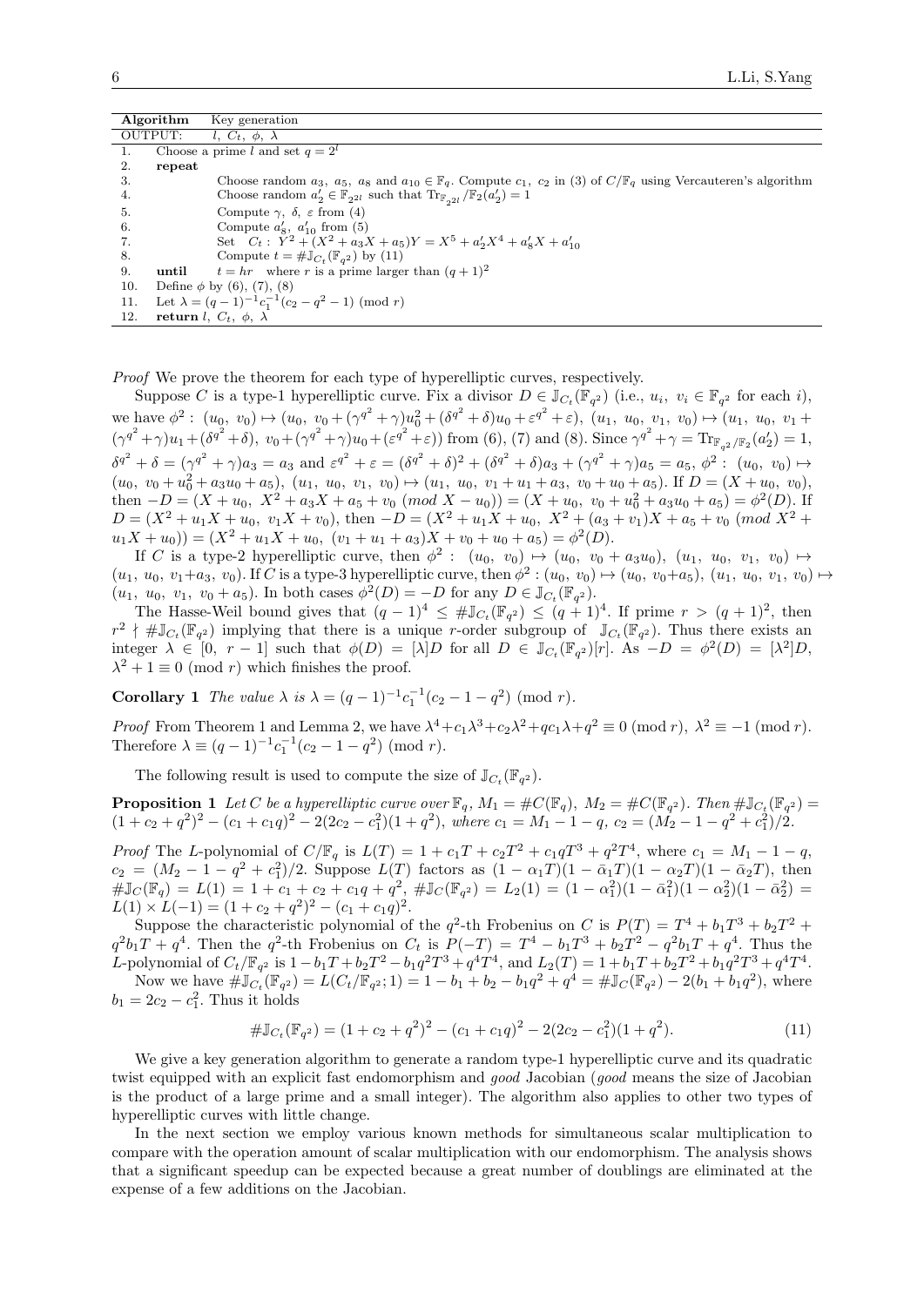| **Algorithm** | Key generation |
|---|---|
| OUTPUT: | $l,\ C_t,\ \phi,\ \lambda$ |
| 1. | Choose a prime $l$ and set $q = 2^l$ |
| 2. | **repeat** |
| 3. | Choose random $a_3,\ a_5,\ a_8$ and $a_{10} \in \mathbb{F}_q$. Compute $c_1,\ c_2$ in (3) of $C/\mathbb{F}_q$ using Vercauteren's algorithm |
| 4. | Choose random $a_2' \in \mathbb{F}_{2^{2l}}$ such that $\mathrm{Tr}_{\mathbb{F}_{2^{2l}}}/\mathbb{F}_2(a_2') = 1$ |
| 5. | Compute $\gamma,\ \delta,\ \varepsilon$ from (4) |
| 6. | Compute $a_8',\ a_{10}'$ from (5) |
| 7. | Set $C_t:\ Y^2 + (X^2 + a_3X + a_5)Y = X^5 + a_2'X^4 + a_8'X + a_{10}'$ |
| 8. | Compute $t = \#\mathbb{J}_{C_t}(\mathbb{F}_{q^2})$ by (11) |
| 9. | **until** $t = hr$ where $r$ is a prime larger than $(q+1)^2$ |
| 10. | Define $\phi$ by (6), (7), (8) |
| 11. | Let $\lambda = (q-1)^{-1}c_1^{-1}(c_2 - q^2 - 1) \pmod r$ |
| 12. | **return** $l,\ C_t,\ \phi,\ \lambda$ |

*Proof* We prove the theorem for each type of hyperelliptic curves, respectively.

Suppose $C$ is a type-1 hyperelliptic curve. Fix a divisor $D \in \mathbb{J}_{C_t}(\mathbb{F}_{q^2})$ (i.e., $u_i,\ v_i \in \mathbb{F}_{q^2}$ for each $i$), we have $\phi^2:\ (u_0,\ v_0) \mapsto (u_0,\ v_0 + (\gamma^{q^2}+\gamma)u_0^2 + (\delta^{q^2}+\delta)u_0 + \varepsilon^{q^2}+\varepsilon),\ (u_1,\ u_0,\ v_1,\ v_0) \mapsto (u_1,\ u_0,\ v_1 + (\gamma^{q^2}+\gamma)u_1 + (\delta^{q^2}+\delta),\ v_0 + (\gamma^{q^2}+\gamma)u_0 + (\varepsilon^{q^2}+\varepsilon))$ from (6), (7) and (8). Since $\gamma^{q^2}+\gamma = \mathrm{Tr}_{\mathbb{F}_{q^2}/\mathbb{F}_2}(a_2') = 1$, $\delta^{q^2}+\delta = (\gamma^{q^2}+\gamma)a_3 = a_3$ and $\varepsilon^{q^2}+\varepsilon = (\delta^{q^2}+\delta)^2 + (\delta^{q^2}+\delta)a_3 + (\gamma^{q^2}+\gamma)a_5 = a_5$, $\phi^2:\ (u_0,\ v_0) \mapsto (u_0,\ v_0 + u_0^2 + a_3u_0 + a_5),\ (u_1,\ u_0,\ v_1,\ v_0) \mapsto (u_1,\ u_0,\ v_1 + u_1 + a_3,\ v_0 + u_0 + a_5)$. If $D = (X + u_0,\ v_0)$, then $-D = (X + u_0,\ X^2 + a_3X + a_5 + v_0 \ (mod\ X - u_0)) = (X + u_0,\ v_0 + u_0^2 + a_3u_0 + a_5) = \phi^2(D)$. If $D = (X^2 + u_1X + u_0,\ v_1X + v_0)$, then $-D = (X^2 + u_1X + u_0,\ X^2 + (a_3 + v_1)X + a_5 + v_0\ (mod\ X^2 + u_1X + u_0)) = (X^2 + u_1X + u_0,\ (v_1 + u_1 + a_3)X + v_0 + u_0 + a_5) = \phi^2(D)$.

If $C$ is a type-2 hyperelliptic curve, then $\phi^2:\ (u_0,\ v_0) \mapsto (u_0,\ v_0 + a_3u_0),\ (u_1,\ u_0,\ v_1,\ v_0) \mapsto (u_1,\ u_0,\ v_1 + a_3,\ v_0)$. If $C$ is a type-3 hyperelliptic curve, then $\phi^2: (u_0,\ v_0) \mapsto (u_0,\ v_0 + a_5),\ (u_1,\ u_0,\ v_1,\ v_0) \mapsto (u_1,\ u_0,\ v_1,\ v_0 + a_5)$. In both cases $\phi^2(D) = -D$ for any $D \in \mathbb{J}_{C_t}(\mathbb{F}_{q^2})$.

The Hasse-Weil bound gives that $(q-1)^4 \le \#\mathbb{J}_{C_t}(\mathbb{F}_{q^2}) \le (q+1)^4$. If prime $r > (q+1)^2$, then $r^2 \nmid \#\mathbb{J}_{C_t}(\mathbb{F}_{q^2})$ implying that there is a unique $r$-order subgroup of $\mathbb{J}_{C_t}(\mathbb{F}_{q^2})$. Thus there exists an integer $\lambda \in [0,\ r-1]$ such that $\phi(D) = [\lambda]D$ for all $D \in \mathbb{J}_{C_t}(\mathbb{F}_{q^2})[r]$. As $-D = \phi^2(D) = [\lambda^2]D$, $\lambda^2 + 1 \equiv 0 \pmod r$ which finishes the proof.

**Corollary 1** *The value* $\lambda$ *is* $\lambda = (q-1)^{-1}c_1^{-1}(c_2 - 1 - q^2) \pmod r$.

*Proof* From Theorem 1 and Lemma 2, we have $\lambda^4 + c_1\lambda^3 + c_2\lambda^2 + qc_1\lambda + q^2 \equiv 0 \pmod r$, $\lambda^2 \equiv -1 \pmod r$. Therefore $\lambda \equiv (q-1)^{-1}c_1^{-1}(c_2 - 1 - q^2) \pmod r$.

The following result is used to compute the size of $\mathbb{J}_{C_t}(\mathbb{F}_{q^2})$.

**Proposition 1** *Let* $C$ *be a hyperelliptic curve over* $\mathbb{F}_q$, $M_1 = \#C(\mathbb{F}_q)$, $M_2 = \#C(\mathbb{F}_{q^2})$. *Then* $\#\mathbb{J}_{C_t}(\mathbb{F}_{q^2}) = (1 + c_2 + q^2)^2 - (c_1 + c_1q)^2 - 2(2c_2 - c_1^2)(1 + q^2)$, *where* $c_1 = M_1 - 1 - q$, $c_2 = (M_2 - 1 - q^2 + c_1^2)/2$.

*Proof* The $L$-polynomial of $C/\mathbb{F}_q$ is $L(T) = 1 + c_1T + c_2T^2 + c_1qT^3 + q^2T^4$, where $c_1 = M_1 - 1 - q$, $c_2 = (M_2 - 1 - q^2 + c_1^2)/2$. Suppose $L(T)$ factors as $(1 - \alpha_1T)(1 - \bar{\alpha}_1T)(1 - \alpha_2T)(1 - \bar{\alpha}_2T)$, then $\#\mathbb{J}_C(\mathbb{F}_q) = L(1) = 1 + c_1 + c_2 + c_1q + q^2$, $\#\mathbb{J}_C(\mathbb{F}_{q^2}) = L_2(1) = (1 - \alpha_1^2)(1 - \bar{\alpha}_1^2)(1 - \alpha_2^2)(1 - \bar{\alpha}_2^2) = L(1) \times L(-1) = (1 + c_2 + q^2)^2 - (c_1 + c_1q)^2$.

Suppose the characteristic polynomial of the $q^2$-th Frobenius on $C$ is $P(T) = T^4 + b_1T^3 + b_2T^2 + q^2b_1T + q^4$. Then the $q^2$-th Frobenius on $C_t$ is $P(-T) = T^4 - b_1T^3 + b_2T^2 - q^2b_1T + q^4$. Thus the $L$-polynomial of $C_t/\mathbb{F}_{q^2}$ is $1 - b_1T + b_2T^2 - b_1q^2T^3 + q^4T^4$, and $L_2(T) = 1 + b_1T + b_2T^2 + b_1q^2T^3 + q^4T^4$.

Now we have $\#\mathbb{J}_{C_t}(\mathbb{F}_{q^2}) = L(C_t/\mathbb{F}_{q^2}; 1) = 1 - b_1 + b_2 - b_1q^2 + q^4 = \#\mathbb{J}_C(\mathbb{F}_{q^2}) - 2(b_1 + b_1q^2)$, where $b_1 = 2c_2 - c_1^2$. Thus it holds

$$\#\mathbb{J}_{C_t}(\mathbb{F}_{q^2}) = (1 + c_2 + q^2)^2 - (c_1 + c_1q)^2 - 2(2c_2 - c_1^2)(1 + q^2). \tag{11}$$

We give a key generation algorithm to generate a random type-1 hyperelliptic curve and its quadratic twist equipped with an explicit fast endomorphism and *good* Jacobian (*good* means the size of Jacobian is the product of a large prime and a small integer). The algorithm also applies to other two types of hyperelliptic curves with little change.

In the next section we employ various known methods for simultaneous scalar multiplication to compare with the operation amount of scalar multiplication with our endomorphism. The analysis shows that a significant speedup can be expected because a great number of doublings are eliminated at the expense of a few additions on the Jacobian.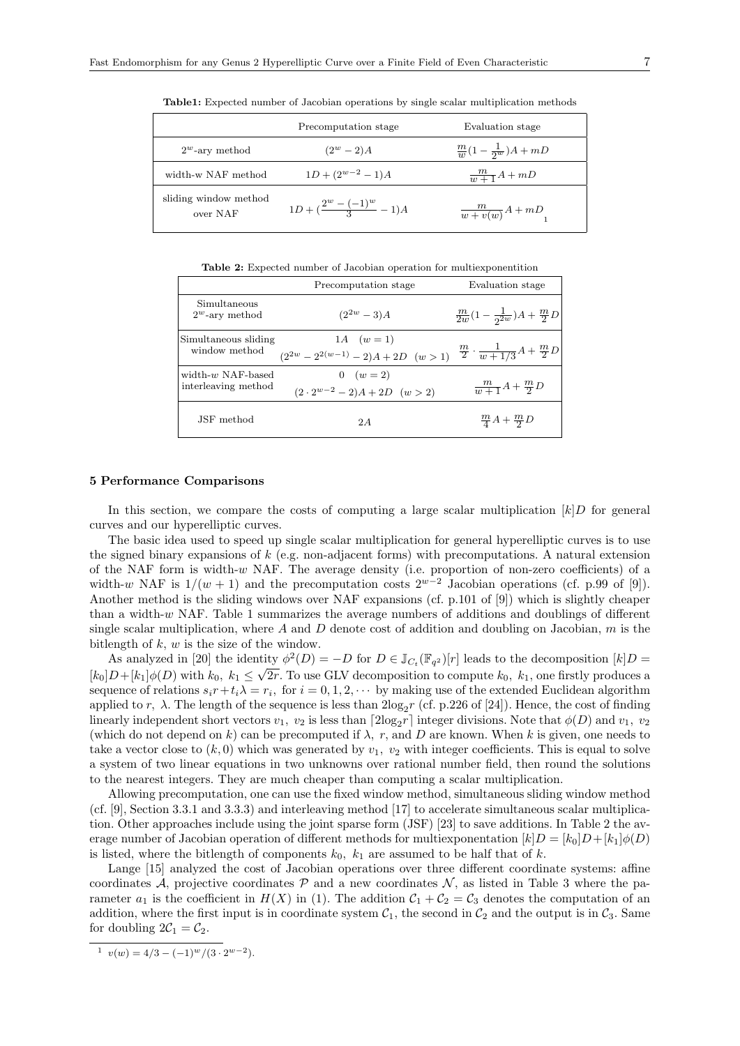**Table1:** Expected number of Jacobian operations by single scalar multiplication methods

| | Precomputation stage | Evaluation stage |
|---|---|---|
| $2^w$-ary method | $(2^w - 2)A$ | $\frac{m}{w}(1 - \frac{1}{2^w})A + mD$ |
| width-w NAF method | $1D + (2^{w-2} - 1)A$ | $\frac{m}{w+1}A + mD$ |
| sliding window method over NAF | $1D + (\frac{2^w - (-1)^w}{3} - 1)A$ | $\frac{m}{w + v(w)}A + mD$ [1] |

**Table 2:** Expected number of Jacobian operation for multiexponentition

| | Precomputation stage | Evaluation stage |
|---|---|---|
| Simultaneous $2^w$-ary method | $(2^{2w} - 3)A$ | $\frac{m}{2w}(1 - \frac{1}{2^{2w}})A + \frac{m}{2}D$ |
| Simultaneous sliding window method | $1A \quad (w = 1)$<br>$(2^{2w} - 2^{2(w-1)} - 2)A + 2D \quad (w > 1)$ | $\frac{m}{2} \cdot \frac{1}{w + 1/3}A + \frac{m}{2}D$ |
| width-$w$ NAF-based interleaving method | $0 \quad (w = 2)$<br>$(2 \cdot 2^{w-2} - 2)A + 2D \quad (w > 2)$ | $\frac{m}{w+1}A + \frac{m}{2}D$ |
| JSF method | $2A$ | $\frac{m}{4}A + \frac{m}{2}D$ |

## 5 Performance Comparisons

In this section, we compare the costs of computing a large scalar multiplication $[k]D$ for general curves and our hyperelliptic curves.

The basic idea used to speed up single scalar multiplication for general hyperelliptic curves is to use the signed binary expansions of $k$ (e.g. non-adjacent forms) with precomputations. A natural extension of the NAF form is width-$w$ NAF. The average density (i.e. proportion of non-zero coefficients) of a width-$w$ NAF is $1/(w + 1)$ and the precomputation costs $2^{w-2}$ Jacobian operations (cf. p.99 of [9]). Another method is the sliding windows over NAF expansions (cf. p.101 of [9]) which is slightly cheaper than a width-$w$ NAF. Table 1 summarizes the average numbers of additions and doublings of different single scalar multiplication, where $A$ and $D$ denote cost of addition and doubling on Jacobian, $m$ is the bitlength of $k$, $w$ is the size of the window.

As analyzed in [20] the identity $\phi^2(D) = -D$ for $D \in \mathbb{J}_{C_t}(\mathbb{F}_{q^2})[r]$ leads to the decomposition $[k]D = [k_0]D + [k_1]\phi(D)$ with $k_0,\ k_1 \le \sqrt{2r}$. To use GLV decomposition to compute $k_0,\ k_1$, one firstly produces a sequence of relations $s_i r + t_i \lambda = r_i$, for $i = 0, 1, 2, \cdots$ by making use of the extended Euclidean algorithm applied to $r,\ \lambda$. The length of the sequence is less than $2\log_2 r$ (cf. p.226 of [24]). Hence, the cost of finding linearly independent short vectors $v_1,\ v_2$ is less than $\lceil 2\log_2 r \rceil$ integer divisions. Note that $\phi(D)$ and $v_1,\ v_2$ (which do not depend on $k$) can be precomputed if $\lambda,\ r$, and $D$ are known. When $k$ is given, one needs to take a vector close to $(k, 0)$ which was generated by $v_1,\ v_2$ with integer coefficients. This is equal to solve a system of two linear equations in two unknowns over rational number field, then round the solutions to the nearest integers. They are much cheaper than computing a scalar multiplication.

Allowing precomputation, one can use the fixed window method, simultaneous sliding window method (cf. [9], Section 3.3.1 and 3.3.3) and interleaving method [17] to accelerate simultaneous scalar multiplication. Other approaches include using the joint sparse form (JSF) [23] to save additions. In Table 2 the average number of Jacobian operation of different methods for multiexponentation $[k]D = [k_0]D + [k_1]\phi(D)$ is listed, where the bitlength of components $k_0,\ k_1$ are assumed to be half that of $k$.

Lange [15] analyzed the cost of Jacobian operations over three different coordinate systems: affine coordinates $\mathcal{A}$, projective coordinates $\mathcal{P}$ and a new coordinates $\mathcal{N}$, as listed in Table 3 where the parameter $a_1$ is the coefficient in $H(X)$ in (1). The addition $\mathcal{C}_1 + \mathcal{C}_2 = \mathcal{C}_3$ denotes the computation of an addition, where the first input is in coordinate system $\mathcal{C}_1$, the second in $\mathcal{C}_2$ and the output is in $\mathcal{C}_3$. Same for doubling $2\mathcal{C}_1 = \mathcal{C}_2$.

[1] $v(w) = 4/3 - (-1)^w/(3 \cdot 2^{w-2})$.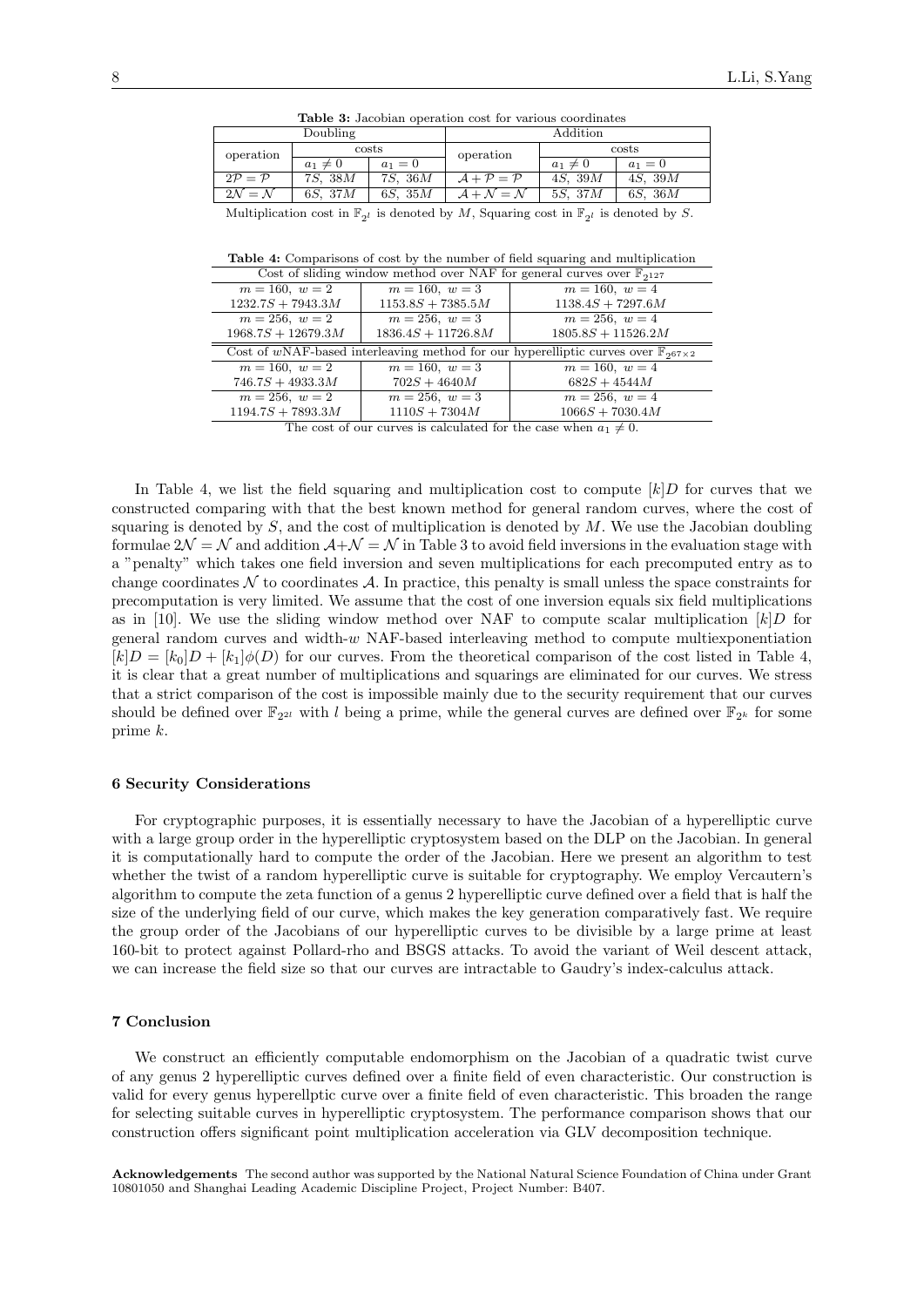**Table 3:** Jacobian operation cost for various coordinates

| Doubling | | | Addition | | |
|---|---|---|---|---|---|
| operation | costs | | operation | costs | |
| | $a_1 \neq 0$ | $a_1 = 0$ | | $a_1 \neq 0$ | $a_1 = 0$ |
| $2\mathcal{P} = \mathcal{P}$ | $7S,\ 38M$ | $7S,\ 36M$ | $\mathcal{A} + \mathcal{P} = \mathcal{P}$ | $4S,\ 39M$ | $4S,\ 39M$ |
| $2\mathcal{N} = \mathcal{N}$ | $6S,\ 37M$ | $6S,\ 35M$ | $\mathcal{A} + \mathcal{N} = \mathcal{N}$ | $5S,\ 37M$ | $6S,\ 36M$ |

Multiplication cost in $\mathbb{F}_{2^l}$ is denoted by $M$, Squaring cost in $\mathbb{F}_{2^l}$ is denoted by $S$.

**Table 4:** Comparisons of cost by the number of field squaring and multiplication

| Cost of sliding window method over NAF for general curves over $\mathbb{F}_{2^{127}}$ | | |
|---|---|---|
| $m = 160,\ w = 2$ | $m = 160,\ w = 3$ | $m = 160,\ w = 4$ |
| $1232.7S + 7943.3M$ | $1153.8S + 7385.5M$ | $1138.4S + 7297.6M$ |
| $m = 256,\ w = 2$ | $m = 256,\ w = 3$ | $m = 256,\ w = 4$ |
| $1968.7S + 12679.3M$ | $1836.4S + 11726.8M$ | $1805.8S + 11526.2M$ |
| **Cost of $w$NAF-based interleaving method for our hyperelliptic curves over $\mathbb{F}_{2^{67\times 2}}$** | | |
| $m = 160,\ w = 2$ | $m = 160,\ w = 3$ | $m = 160,\ w = 4$ |
| $746.7S + 4933.3M$ | $702S + 4640M$ | $682S + 4544M$ |
| $m = 256,\ w = 2$ | $m = 256,\ w = 3$ | $m = 256,\ w = 4$ |
| $1194.7S + 7893.3M$ | $1110S + 7304M$ | $1066S + 7030.4M$ |

The cost of our curves is calculated for the case when $a_1 \neq 0$.

In Table 4, we list the field squaring and multiplication cost to compute $[k]D$ for curves that we constructed comparing with that the best known method for general random curves, where the cost of squaring is denoted by $S$, and the cost of multiplication is denoted by $M$. We use the Jacobian doubling formulae $2\mathcal{N} = \mathcal{N}$ and addition $\mathcal{A} + \mathcal{N} = \mathcal{N}$ in Table 3 to avoid field inversions in the evaluation stage with a "penalty" which takes one field inversion and seven multiplications for each precomputed entry as to change coordinates $\mathcal{N}$ to coordinates $\mathcal{A}$. In practice, this penalty is small unless the space constraints for precomputation is very limited. We assume that the cost of one inversion equals six field multiplications as in [10]. We use the sliding window method over NAF to compute scalar multiplication $[k]D$ for general random curves and width-$w$ NAF-based interleaving method to compute multiexponentiation $[k]D = [k_0]D + [k_1]\phi(D)$ for our curves. From the theoretical comparison of the cost listed in Table 4, it is clear that a great number of multiplications and squarings are eliminated for our curves. We stress that a strict comparison of the cost is impossible mainly due to the security requirement that our curves should be defined over $\mathbb{F}_{2^{2l}}$ with $l$ being a prime, while the general curves are defined over $\mathbb{F}_{2^k}$ for some prime $k$.

## 6 Security Considerations

For cryptographic purposes, it is essentially necessary to have the Jacobian of a hyperelliptic curve with a large group order in the hyperelliptic cryptosystem based on the DLP on the Jacobian. In general it is computationally hard to compute the order of the Jacobian. Here we present an algorithm to test whether the twist of a random hyperelliptic curve is suitable for cryptography. We employ Vercautern's algorithm to compute the zeta function of a genus 2 hyperelliptic curve defined over a field that is half the size of the underlying field of our curve, which makes the key generation comparatively fast. We require the group order of the Jacobians of our hyperelliptic curves to be divisible by a large prime at least 160-bit to protect against Pollard-rho and BSGS attacks. To avoid the variant of Weil descent attack, we can increase the field size so that our curves are intractable to Gaudry's index-calculus attack.

## 7 Conclusion

We construct an efficiently computable endomorphism on the Jacobian of a quadratic twist curve of any genus 2 hyperelliptic curves defined over a finite field of even characteristic. Our construction is valid for every genus hyperellptic curve over a finite field of even characteristic. This broaden the range for selecting suitable curves in hyperelliptic cryptosystem. The performance comparison shows that our construction offers significant point multiplication acceleration via GLV decomposition technique.

**Acknowledgements** The second author was supported by the National Natural Science Foundation of China under Grant 10801050 and Shanghai Leading Academic Discipline Project, Project Number: B407.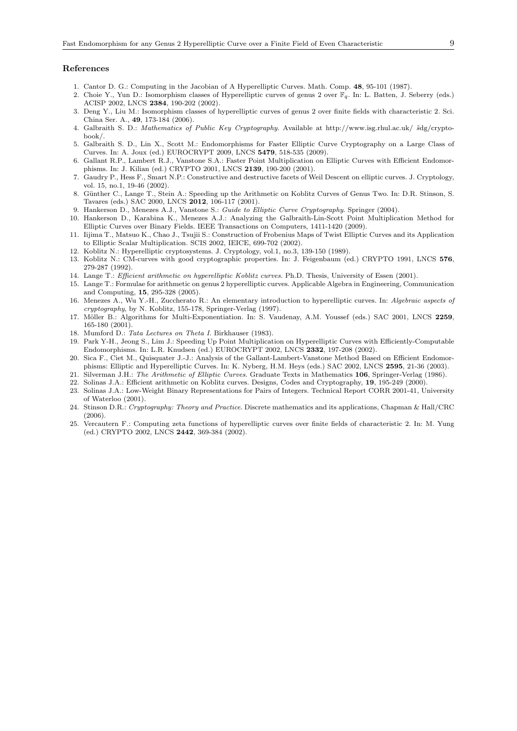## References

1. Cantor D. G.: Computing in the Jacobian of A Hyperelliptic Curves. Math. Comp. **48**, 95-101 (1987).
2. Choie Y., Yun D.: Isomorphism classes of Hyperelliptic curves of genus 2 over $\mathbb{F}_q$. In: L. Batten, J. Seberry (eds.) ACISP 2002, LNCS **2384**, 190-202 (2002).
3. Deng Y., Liu M.: Isomorphism classes of hyperelliptic curves of genus 2 over finite fields with characteristic 2. Sci. China Ser. A., **49**, 173-184 (2006).
4. Galbraith S. D.: *Mathematics of Public Key Cryptography*. Available at http://www.isg.rhul.ac.uk/ ˜sdg/crypto-book/.
5. Galbraith S. D., Lin X., Scott M.: Endomorphisms for Faster Elliptic Curve Cryptography on a Large Class of Curves. In: A. Joux (ed.) EUROCRYPT 2009, LNCS **5479**, 518-535 (2009).
6. Gallant R.P., Lambert R.J., Vanstone S.A.: Faster Point Multiplication on Elliptic Curves with Efficient Endomorphisms. In: J. Kilian (ed.) CRYPTO 2001, LNCS **2139**, 190-200 (2001).
7. Gaudry P., Hess F., Smart N.P.: Constructive and destructive facets of Weil Descent on elliptic curves. J. Cryptology, vol. 15, no.1, 19-46 (2002).
8. Günther C., Lange T., Stein A.: Speeding up the Arithmetic on Koblitz Curves of Genus Two. In: D.R. Stinson, S. Tavares (eds.) SAC 2000, LNCS **2012**, 106-117 (2001).
9. Hankerson D., Menezes A.J., Vanstone S.: *Guide to Elliptic Curve Cryptography*. Springer (2004).
10. Hankerson D., Karabina K., Menezes A.J.: Analyzing the Galbraith-Lin-Scott Point Multiplication Method for Elliptic Curves over Binary Fields. IEEE Transactions on Computers, 1411-1420 (2009).
11. Iijima T., Matsuo K., Chao J., Tsujii S.: Construction of Frobenius Maps of Twist Elliptic Curves and its Application to Elliptic Scalar Multiplication. SCIS 2002, IEICE, 699-702 (2002).
12. Koblitz N.: Hyperelliptic cryptosystems. J. Cryptology, vol.1, no.3, 139-150 (1989).
13. Koblitz N.: CM-curves with good cryptographic properties. In: J. Feigenbaum (ed.) CRYPTO 1991, LNCS **576**, 279-287 (1992).
14. Lange T.: *Efficient arithmetic on hyperelliptic Koblitz curves*. Ph.D. Thesis, University of Essen (2001).
15. Lange T.: Formulae for arithmetic on genus 2 hyperelliptic curves. Applicable Algebra in Engineering, Communication and Computing, **15**, 295-328 (2005).
16. Menezes A., Wu Y.-H., Zuccherato R.: An elementary introduction to hyperelliptic curves. In: *Algebraic aspects of cryptography*, by N. Koblitz, 155-178, Springer-Verlag (1997).
17. Möller B.: Algorithms for Multi-Exponentiation. In: S. Vaudenay, A.M. Youssef (eds.) SAC 2001, LNCS **2259**, 165-180 (2001).
18. Mumford D.: *Tata Lectures on Theta I*. Birkhauser (1983).
19. Park Y-H., Jeong S., Lim J.: Speeding Up Point Multiplication on Hyperelliptic Curves with Efficiently-Computable Endomorphisms. In: L.R. Knudsen (ed.) EUROCRYPT 2002, LNCS **2332**, 197-208 (2002).
20. Sica F., Ciet M., Quisquater J.-J.: Analysis of the Gallant-Lambert-Vanstone Method Based on Efficient Endomorphisms: Elliptic and Hyperelliptic Curves. In: K. Nyberg, H.M. Heys (eds.) SAC 2002, LNCS **2595**, 21-36 (2003).
21. Silverman J.H.: *The Arithmetic of Elliptic Curves*. Graduate Texts in Mathematics **106**, Springer-Verlag (1986).
22. Solinas J.A.: Efficient arithmetic on Koblitz curves. Designs, Codes and Cryptography, **19**, 195-249 (2000).
23. Solinas J.A.: Low-Weight Binary Representations for Pairs of Integers. Technical Report CORR 2001-41, University of Waterloo (2001).
24. Stinson D.R.: *Cryptography: Theory and Practice*. Discrete mathematics and its applications, Chapman & Hall/CRC (2006).
25. Vercautern F.: Computing zeta functions of hyperelliptic curves over finite fields of characteristic 2. In: M. Yung (ed.) CRYPTO 2002, LNCS **2442**, 369-384 (2002).